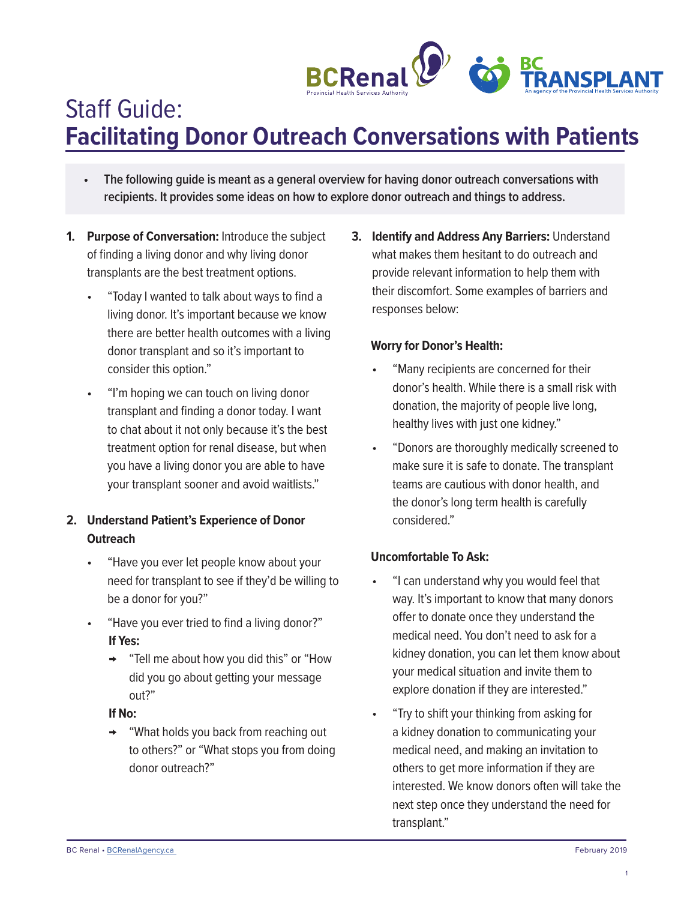# Staff Guide:
# **Facilitating Donor Outreach Conversations with Patients**

- **The following guide is meant as a general overview for having donor outreach conversations with recipients. It provides some ideas on how to explore donor outreach and things to address.**

1. **Purpose of Conversation:** Introduce the subject of finding a living donor and why living donor transplants are the best treatment options.
   - "Today I wanted to talk about ways to find a living donor. It's important because we know there are better health outcomes with a living donor transplant and so it's important to consider this option."
   - "I'm hoping we can touch on living donor transplant and finding a donor today. I want to chat about it not only because it's the best treatment option for renal disease, but when you have a living donor you are able to have your transplant sooner and avoid waitlists."

2. **Understand Patient's Experience of Donor Outreach**
   - "Have you ever let people know about your need for transplant to see if they'd be willing to be a donor for you?"
   - "Have you ever tried to find a living donor?"

     **If Yes:**
     - "Tell me about how you did this" or "How did you go about getting your message out?"

     **If No:**
     - "What holds you back from reaching out to others?" or "What stops you from doing donor outreach?"

3. **Identify and Address Any Barriers:** Understand what makes them hesitant to do outreach and provide relevant information to help them with their discomfort. Some examples of barriers and responses below:

   **Worry for Donor's Health:**
   - "Many recipients are concerned for their donor's health. While there is a small risk with donation, the majority of people live long, healthy lives with just one kidney."
   - "Donors are thoroughly medically screened to make sure it is safe to donate. The transplant teams are cautious with donor health, and the donor's long term health is carefully considered."

   **Uncomfortable To Ask:**
   - "I can understand why you would feel that way. It's important to know that many donors offer to donate once they understand the medical need. You don't need to ask for a kidney donation, you can let them know about your medical situation and invite them to explore donation if they are interested."
   - "Try to shift your thinking from asking for a kidney donation to communicating your medical need, and making an invitation to others to get more information if they are interested. We know donors often will take the next step once they understand the need for transplant."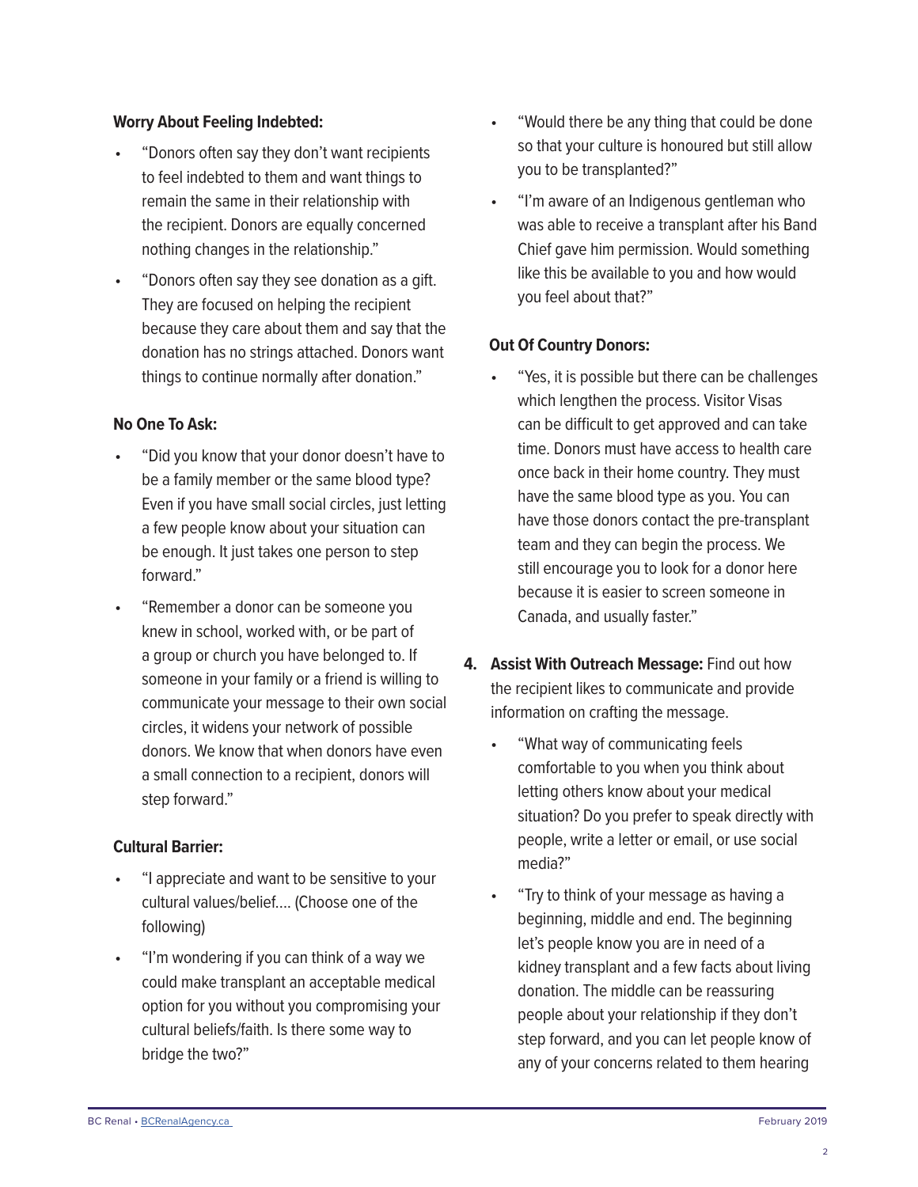**Worry About Feeling Indebted:**

- "Donors often say they don't want recipients to feel indebted to them and want things to remain the same in their relationship with the recipient. Donors are equally concerned nothing changes in the relationship."
- "Donors often say they see donation as a gift. They are focused on helping the recipient because they care about them and say that the donation has no strings attached. Donors want things to continue normally after donation."

**No One To Ask:**

- "Did you know that your donor doesn't have to be a family member or the same blood type? Even if you have small social circles, just letting a few people know about your situation can be enough. It just takes one person to step forward."
- "Remember a donor can be someone you knew in school, worked with, or be part of a group or church you have belonged to. If someone in your family or a friend is willing to communicate your message to their own social circles, it widens your network of possible donors. We know that when donors have even a small connection to a recipient, donors will step forward."

**Cultural Barrier:**

- "I appreciate and want to be sensitive to your cultural values/belief.... (Choose one of the following)
- "I'm wondering if you can think of a way we could make transplant an acceptable medical option for you without you compromising your cultural beliefs/faith. Is there some way to bridge the two?"
- "Would there be any thing that could be done so that your culture is honoured but still allow you to be transplanted?"
- "I'm aware of an Indigenous gentleman who was able to receive a transplant after his Band Chief gave him permission. Would something like this be available to you and how would you feel about that?"

**Out Of Country Donors:**

- "Yes, it is possible but there can be challenges which lengthen the process. Visitor Visas can be difficult to get approved and can take time. Donors must have access to health care once back in their home country. They must have the same blood type as you. You can have those donors contact the pre-transplant team and they can begin the process. We still encourage you to look for a donor here because it is easier to screen someone in Canada, and usually faster."

4. **Assist With Outreach Message:** Find out how the recipient likes to communicate and provide information on crafting the message.
   - "What way of communicating feels comfortable to you when you think about letting others know about your medical situation? Do you prefer to speak directly with people, write a letter or email, or use social media?"
   - "Try to think of your message as having a beginning, middle and end. The beginning let's people know you are in need of a kidney transplant and a few facts about living donation. The middle can be reassuring people about your relationship if they don't step forward, and you can let people know of any of your concerns related to them hearing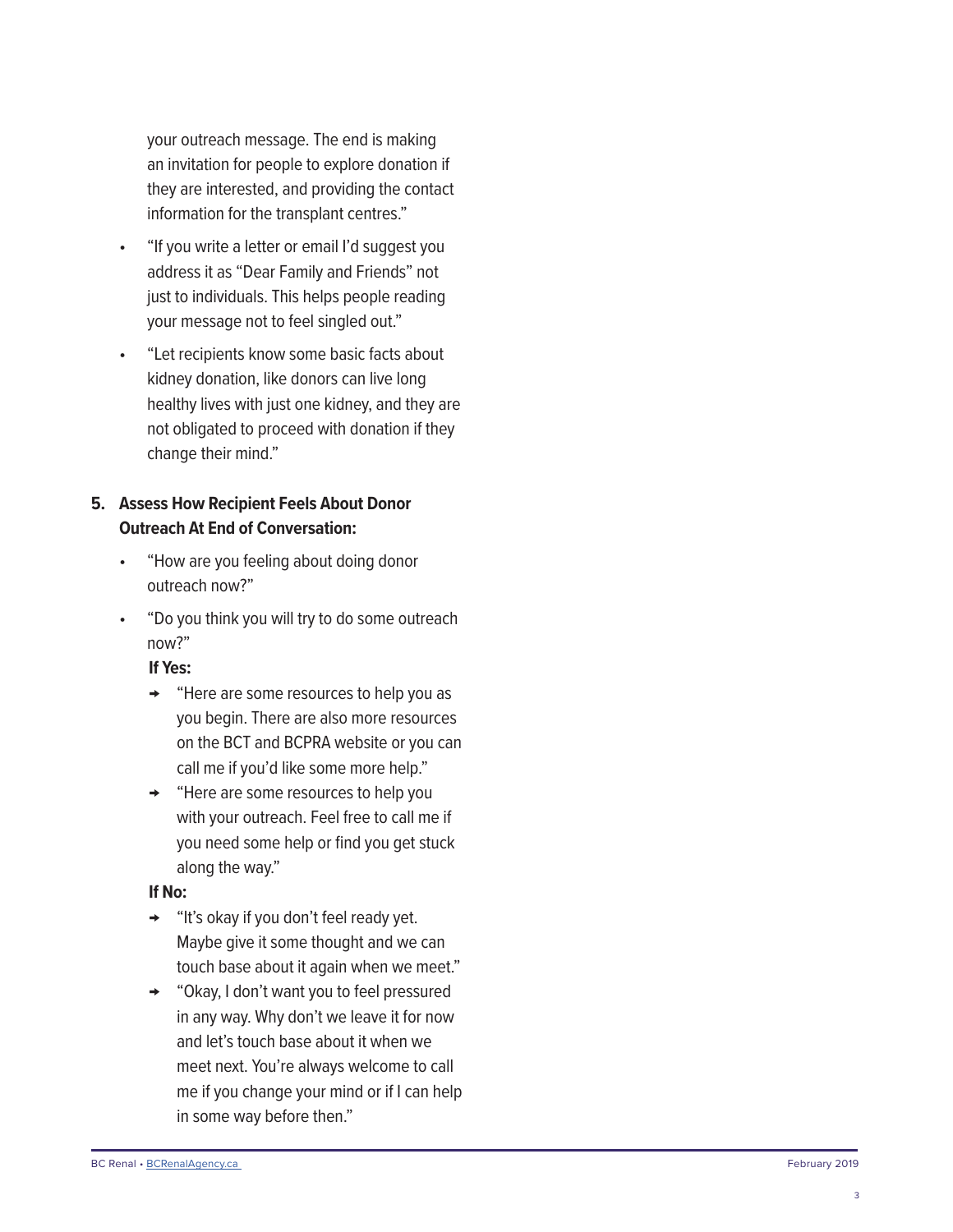your outreach message. The end is making an invitation for people to explore donation if they are interested, and providing the contact information for the transplant centres."

- "If you write a letter or email I'd suggest you address it as "Dear Family and Friends" not just to individuals. This helps people reading your message not to feel singled out."
- "Let recipients know some basic facts about kidney donation, like donors can live long healthy lives with just one kidney, and they are not obligated to proceed with donation if they change their mind."

**5. Assess How Recipient Feels About Donor Outreach At End of Conversation:**

- "How are you feeling about doing donor outreach now?"
- "Do you think you will try to do some outreach now?"

  **If Yes:**

  - "Here are some resources to help you as you begin. There are also more resources on the BCT and BCPRA website or you can call me if you'd like some more help."
  - "Here are some resources to help you with your outreach. Feel free to call me if you need some help or find you get stuck along the way."

  **If No:**

  - "It's okay if you don't feel ready yet. Maybe give it some thought and we can touch base about it again when we meet."
  - "Okay, I don't want you to feel pressured in any way. Why don't we leave it for now and let's touch base about it when we meet next. You're always welcome to call me if you change your mind or if I can help in some way before then."